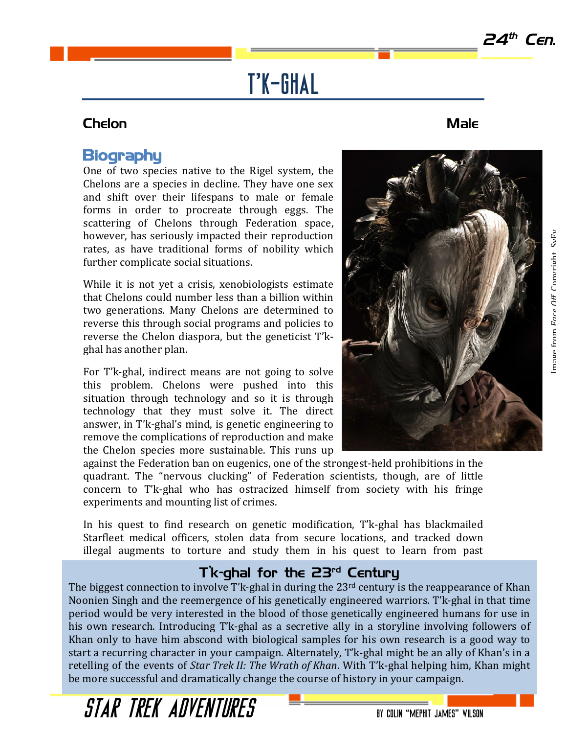# T'K-GHAL

**Chelon** **Male**

## Biography

One of two species native to the Rigel system, the Chelons are a species in decline. They have one sex and shift over their lifespans to male or female forms in order to procreate through eggs. The scattering of Chelons through Federation space, however, has seriously impacted their reproduction rates, as have traditional forms of nobility which further complicate social situations.

While it is not yet a crisis, xenobiologists estimate that Chelons could number less than a billion within two generations. Many Chelons are determined to reverse this through social programs and policies to reverse the Chelon diaspora, but the geneticist T'k-ghal has another plan.

For T'k-ghal, indirect means are not going to solve this problem. Chelons were pushed into this situation through technology and so it is through technology that they must solve it. The direct answer, in T'k-ghal's mind, is genetic engineering to remove the complications of reproduction and make the Chelon species more sustainable. This runs up against the Federation ban on eugenics, one of the strongest-held prohibitions in the quadrant. The "nervous clucking" of Federation scientists, though, are of little concern to T'k-ghal who has ostracized himself from society with his fringe experiments and mounting list of crimes.

In his quest to find research on genetic modification, T'k-ghal has blackmailed Starfleet medical officers, stolen data from secure locations, and tracked down illegal augments to torture and study them in his quest to learn from past

Image from *Face Off*. Copyright SyFy

### T'k-ghal for the 23rd Century

The biggest connection to involve T'k-ghal in during the 23rd century is the reappearance of Khan Noonien Singh and the reemergence of his genetically engineered warriors. T'k-ghal in that time period would be very interested in the blood of those genetically engineered humans for use in his own research. Introducing T'k-ghal as a secretive ally in a storyline involving followers of Khan only to have him abscond with biological samples for his own research is a good way to start a recurring character in your campaign. Alternately, T'k-ghal might be an ally of Khan's in a retelling of the events of *Star Trek II: The Wrath of Khan*. With T'k-ghal helping him, Khan might be more successful and dramatically change the course of history in your campaign.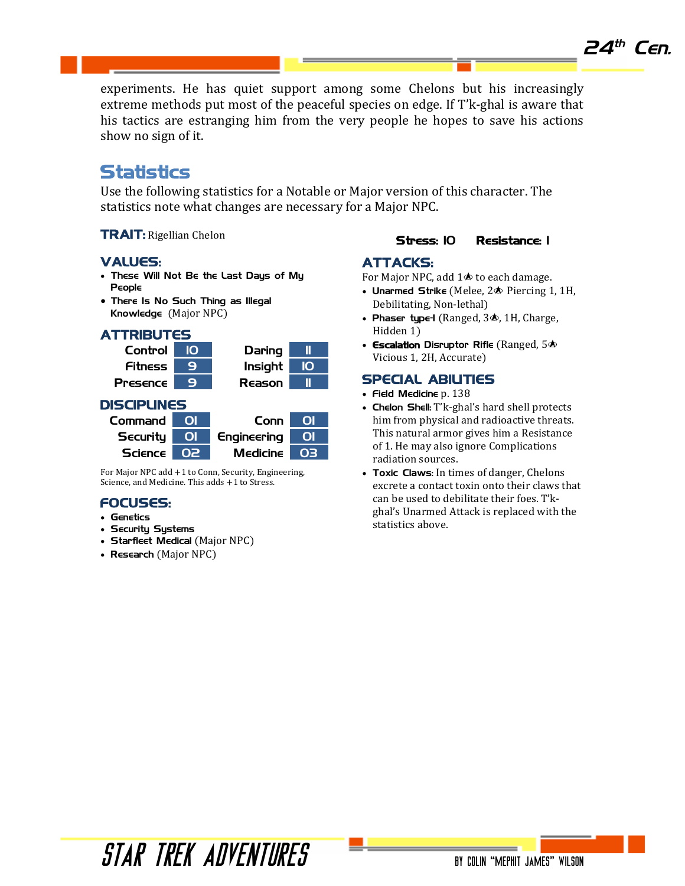experiments. He has quiet support among some Chelons but his increasingly extreme methods put most of the peaceful species on edge. If T'k-ghal is aware that his tactics are estranging him from the very people he hopes to save his actions show no sign of it.

## Statistics

Use the following statistics for a Notable or Major version of this character. The statistics note what changes are necessary for a Major NPC.

**TRAIT:** Rigellian Chelon

### VALUES:

- **These Will Not Be the Last Days of My People**
- **There Is No Such Thing as Illegal Knowledge** (Major NPC)

### ATTRIBUTES

| | | | |
|---|---|---|---|
| Control | 10 | Daring | 11 |
| Fitness | 9 | Insight | 10 |
| Presence | 9 | Reason | 11 |

### DISCIPLINES

| | | | |
|---|---|---|---|
| Command | 01 | Conn | 01 |
| Security | 01 | Engineering | 01 |
| Science | 02 | Medicine | 03 |

For Major NPC add +1 to Conn, Security, Engineering, Science, and Medicine. This adds +1 to Stress.

### FOCUSES:

- **Genetics**
- **Security Systems**
- **Starfleet Medical** (Major NPC)
- **Research** (Major NPC)

**Stress:** 10 **Resistance:** 1

### ATTACKS:

For Major NPC, add 1▲ to each damage.

- **Unarmed Strike** (Melee, 2▲ Piercing 1, 1H, Debilitating, Non-lethal)
- **Phaser type-1** (Ranged, 3▲, 1H, Charge, Hidden 1)
- **Escalation Disruptor Rifle** (Ranged, 5▲ Vicious 1, 2H, Accurate)

### SPECIAL ABILITIES

- **Field Medicine** p. 138
- **Chelon Shell:** T'k-ghal's hard shell protects him from physical and radioactive threats. This natural armor gives him a Resistance of 1. He may also ignore Complications radiation sources.
- **Toxic Claws:** In times of danger, Chelons excrete a contact toxin onto their claws that can be used to debilitate their foes. T'k-ghal's Unarmed Attack is replaced with the statistics above.